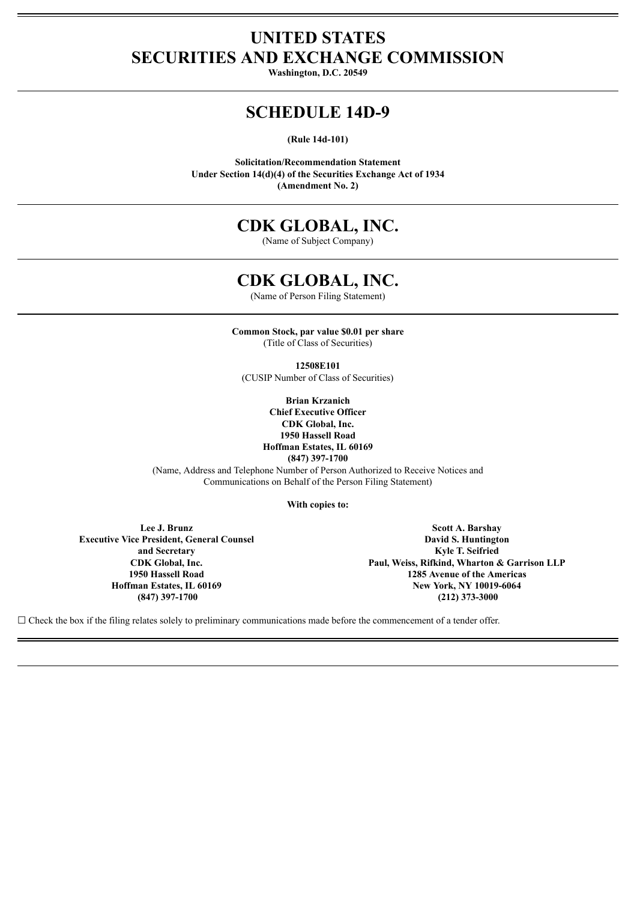# UNITED STATES
# SECURITIES AND EXCHANGE COMMISSION

**Washington, D.C. 20549**

---

## SCHEDULE 14D-9

**(Rule 14d-101)**

**Solicitation/Recommendation Statement**
**Under Section 14(d)(4) of the Securities Exchange Act of 1934**
**(Amendment No. 2)**

---

## CDK GLOBAL, INC.

(Name of Subject Company)

---

## CDK GLOBAL, INC.

(Name of Person Filing Statement)

---

**Common Stock, par value $0.01 per share**
(Title of Class of Securities)

**12508E101**
(CUSIP Number of Class of Securities)

**Brian Krzanich**
**Chief Executive Officer**
**CDK Global, Inc.**
**1950 Hassell Road**
**Hoffman Estates, IL 60169**
**(847) 397-1700**
(Name, Address and Telephone Number of Person Authorized to Receive Notices and Communications on Behalf of the Person Filing Statement)

**With copies to:**

**Lee J. Brunz**
**Executive Vice President, General Counsel and Secretary**
**CDK Global, Inc.**
**1950 Hassell Road**
**Hoffman Estates, IL 60169**
**(847) 397-1700**

**Scott A. Barshay**
**David S. Huntington**
**Kyle T. Seifried**
**Paul, Weiss, Rifkind, Wharton & Garrison LLP**
**1285 Avenue of the Americas**
**New York, NY 10019-6064**
**(212) 373-3000**

☐ Check the box if the filing relates solely to preliminary communications made before the commencement of a tender offer.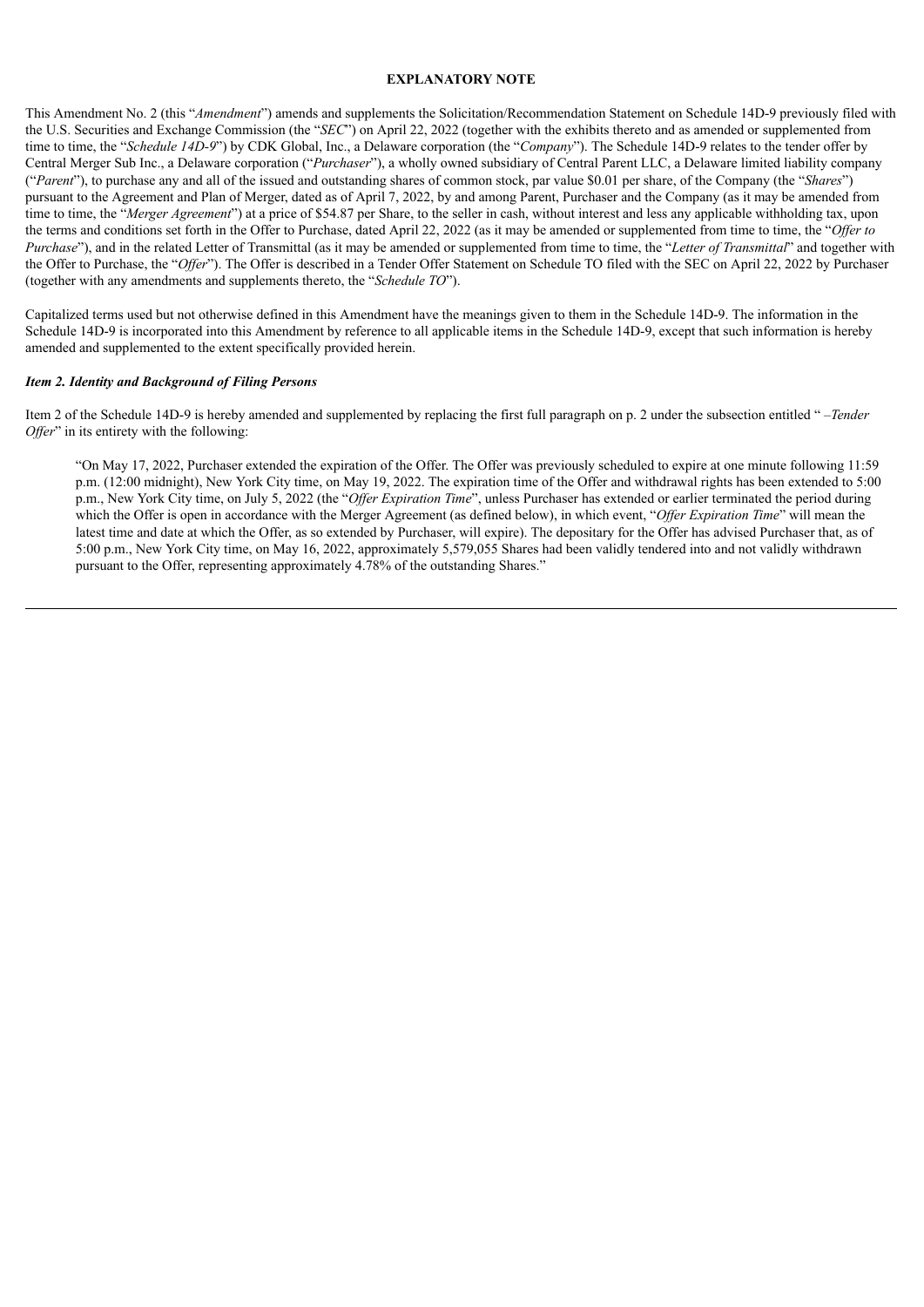**EXPLANATORY NOTE**

This Amendment No. 2 (this "*Amendment*") amends and supplements the Solicitation/Recommendation Statement on Schedule 14D-9 previously filed with the U.S. Securities and Exchange Commission (the "*SEC*") on April 22, 2022 (together with the exhibits thereto and as amended or supplemented from time to time, the "*Schedule 14D-9*") by CDK Global, Inc., a Delaware corporation (the "*Company*"). The Schedule 14D-9 relates to the tender offer by Central Merger Sub Inc., a Delaware corporation ("*Purchaser*"), a wholly owned subsidiary of Central Parent LLC, a Delaware limited liability company ("*Parent*"), to purchase any and all of the issued and outstanding shares of common stock, par value $0.01 per share, of the Company (the "*Shares*") pursuant to the Agreement and Plan of Merger, dated as of April 7, 2022, by and among Parent, Purchaser and the Company (as it may be amended from time to time, the "*Merger Agreement*") at a price of $54.87 per Share, to the seller in cash, without interest and less any applicable withholding tax, upon the terms and conditions set forth in the Offer to Purchase, dated April 22, 2022 (as it may be amended or supplemented from time to time, the "*Offer to Purchase*"), and in the related Letter of Transmittal (as it may be amended or supplemented from time to time, the "*Letter of Transmittal*" and together with the Offer to Purchase, the "*Offer*"). The Offer is described in a Tender Offer Statement on Schedule TO filed with the SEC on April 22, 2022 by Purchaser (together with any amendments and supplements thereto, the "*Schedule TO*").

Capitalized terms used but not otherwise defined in this Amendment have the meanings given to them in the Schedule 14D-9. The information in the Schedule 14D-9 is incorporated into this Amendment by reference to all applicable items in the Schedule 14D-9, except that such information is hereby amended and supplemented to the extent specifically provided herein.

***Item 2. Identity and Background of Filing Persons***

Item 2 of the Schedule 14D-9 is hereby amended and supplemented by replacing the first full paragraph on p. 2 under the subsection entitled " –*Tender Offer*" in its entirety with the following:

> "On May 17, 2022, Purchaser extended the expiration of the Offer. The Offer was previously scheduled to expire at one minute following 11:59 p.m. (12:00 midnight), New York City time, on May 19, 2022. The expiration time of the Offer and withdrawal rights has been extended to 5:00 p.m., New York City time, on July 5, 2022 (the "*Offer Expiration Time*", unless Purchaser has extended or earlier terminated the period during which the Offer is open in accordance with the Merger Agreement (as defined below), in which event, "*Offer Expiration Time*" will mean the latest time and date at which the Offer, as so extended by Purchaser, will expire). The depositary for the Offer has advised Purchaser that, as of 5:00 p.m., New York City time, on May 16, 2022, approximately 5,579,055 Shares had been validly tendered into and not validly withdrawn pursuant to the Offer, representing approximately 4.78% of the outstanding Shares."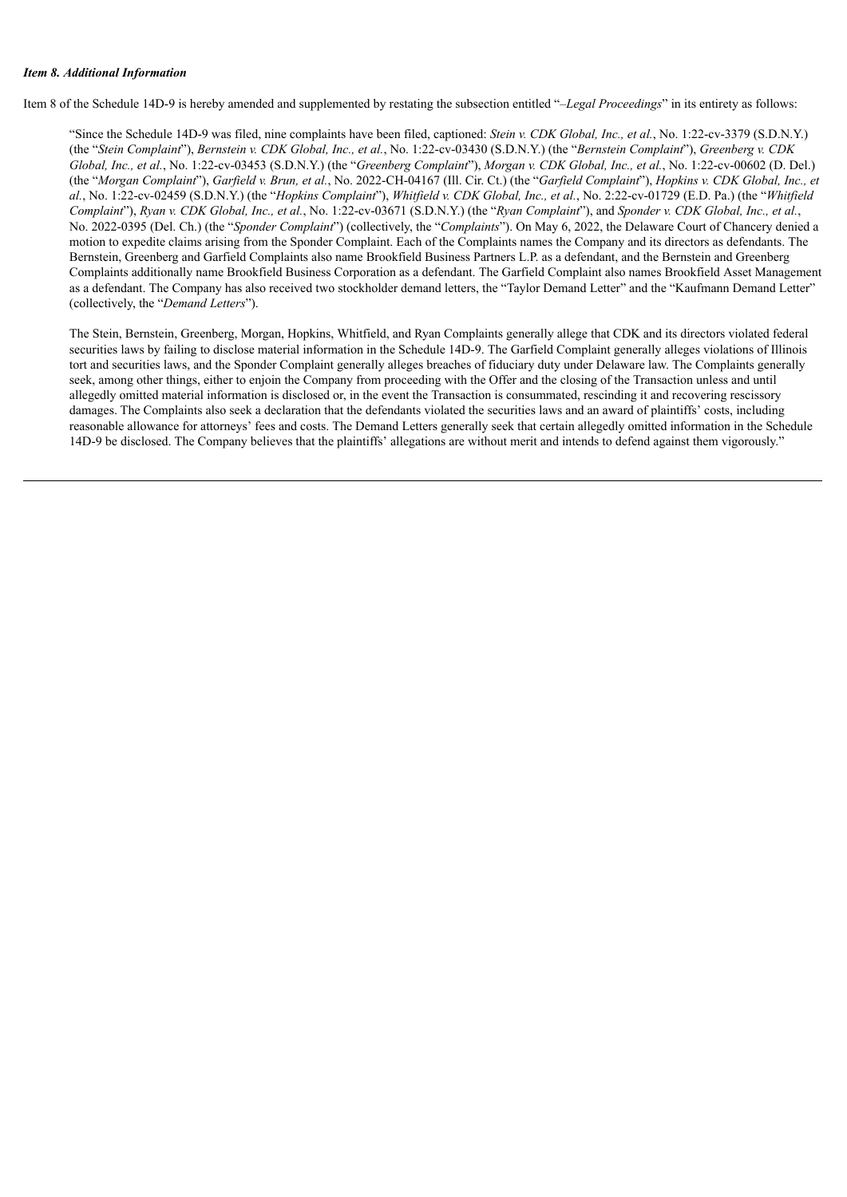***Item 8. Additional Information***

Item 8 of the Schedule 14D-9 is hereby amended and supplemented by restating the subsection entitled "*–Legal Proceedings*" in its entirety as follows:

> "Since the Schedule 14D-9 was filed, nine complaints have been filed, captioned: *Stein v. CDK Global, Inc., et al.*, No. 1:22-cv-3379 (S.D.N.Y.) (the "*Stein Complaint*"), *Bernstein v. CDK Global, Inc., et al.*, No. 1:22-cv-03430 (S.D.N.Y.) (the "*Bernstein Complaint*"), *Greenberg v. CDK Global, Inc., et al.*, No. 1:22-cv-03453 (S.D.N.Y.) (the "*Greenberg Complaint*"), *Morgan v. CDK Global, Inc., et al.*, No. 1:22-cv-00602 (D. Del.) (the "*Morgan Complaint*"), *Garfield v. Brun, et al.*, No. 2022-CH-04167 (Ill. Cir. Ct.) (the "*Garfield Complaint*"), *Hopkins v. CDK Global, Inc., et al.*, No. 1:22-cv-02459 (S.D.N.Y.) (the "*Hopkins Complaint*"), *Whitfield v. CDK Global, Inc., et al.*, No. 2:22-cv-01729 (E.D. Pa.) (the "*Whitfield Complaint*"), *Ryan v. CDK Global, Inc., et al.*, No. 1:22-cv-03671 (S.D.N.Y.) (the "*Ryan Complaint*"), and *Sponder v. CDK Global, Inc., et al.*, No. 2022-0395 (Del. Ch.) (the "*Sponder Complaint*") (collectively, the "*Complaints*"). On May 6, 2022, the Delaware Court of Chancery denied a motion to expedite claims arising from the Sponder Complaint. Each of the Complaints names the Company and its directors as defendants. The Bernstein, Greenberg and Garfield Complaints also name Brookfield Business Partners L.P. as a defendant, and the Bernstein and Greenberg Complaints additionally name Brookfield Business Corporation as a defendant. The Garfield Complaint also names Brookfield Asset Management as a defendant. The Company has also received two stockholder demand letters, the "Taylor Demand Letter" and the "Kaufmann Demand Letter" (collectively, the "*Demand Letters*").
>
> The Stein, Bernstein, Greenberg, Morgan, Hopkins, Whitfield, and Ryan Complaints generally allege that CDK and its directors violated federal securities laws by failing to disclose material information in the Schedule 14D-9. The Garfield Complaint generally alleges violations of Illinois tort and securities laws, and the Sponder Complaint generally alleges breaches of fiduciary duty under Delaware law. The Complaints generally seek, among other things, either to enjoin the Company from proceeding with the Offer and the closing of the Transaction unless and until allegedly omitted material information is disclosed or, in the event the Transaction is consummated, rescinding it and recovering rescissory damages. The Complaints also seek a declaration that the defendants violated the securities laws and an award of plaintiffs' costs, including reasonable allowance for attorneys' fees and costs. The Demand Letters generally seek that certain allegedly omitted information in the Schedule 14D-9 be disclosed. The Company believes that the plaintiffs' allegations are without merit and intends to defend against them vigorously."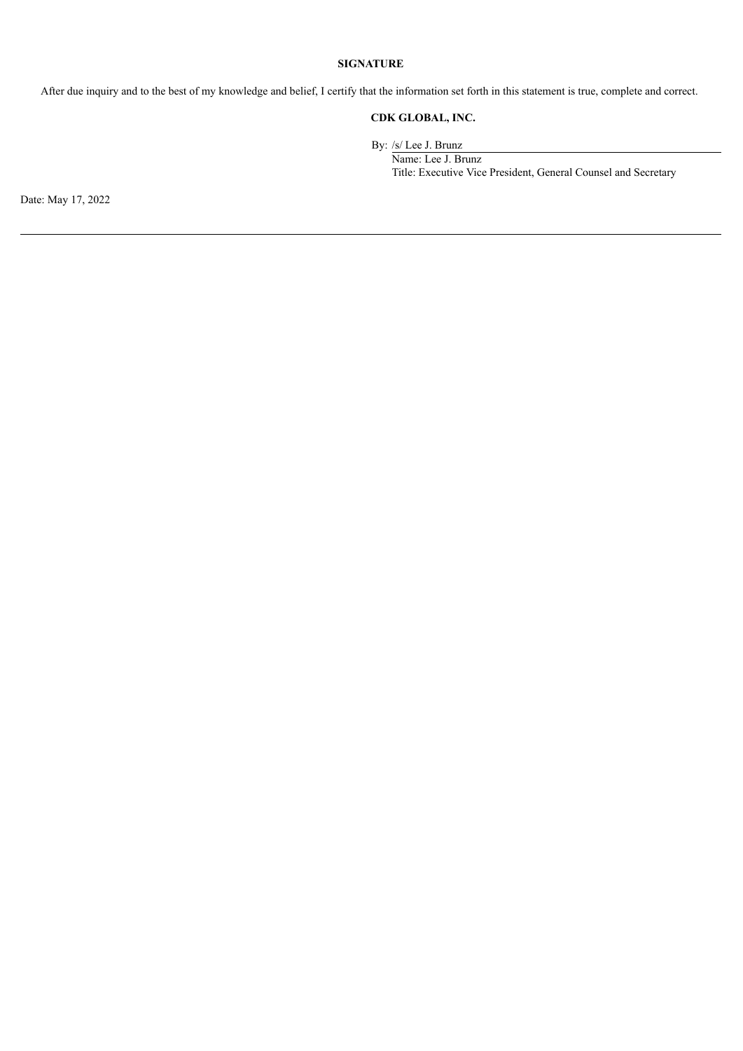**SIGNATURE**

After due inquiry and to the best of my knowledge and belief, I certify that the information set forth in this statement is true, complete and correct.

**CDK GLOBAL, INC.**

By: /s/ Lee J. Brunz

Name: Lee J. Brunz

Title: Executive Vice President, General Counsel and Secretary

Date: May 17, 2022